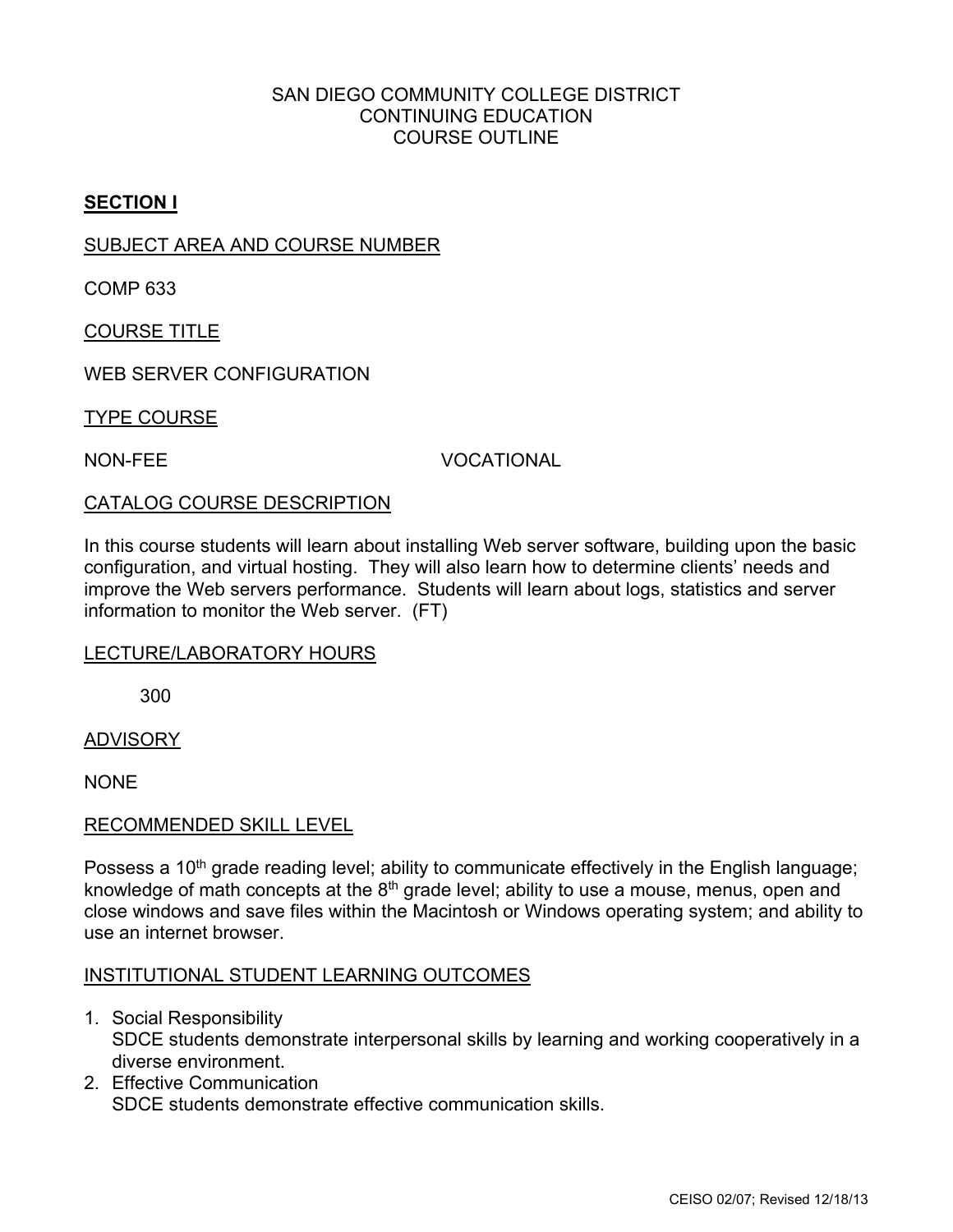SAN DIEGO COMMUNITY COLLEGE DISTRICT
CONTINUING EDUCATION
COURSE OUTLINE

## SECTION I

SUBJECT AREA AND COURSE NUMBER

COMP 633

COURSE TITLE

WEB SERVER CONFIGURATION

TYPE COURSE

NON-FEE VOCATIONAL

CATALOG COURSE DESCRIPTION

In this course students will learn about installing Web server software, building upon the basic configuration, and virtual hosting. They will also learn how to determine clients' needs and improve the Web servers performance. Students will learn about logs, statistics and server information to monitor the Web server. (FT)

LECTURE/LABORATORY HOURS

300

ADVISORY

NONE

RECOMMENDED SKILL LEVEL

Possess a 10th grade reading level; ability to communicate effectively in the English language; knowledge of math concepts at the 8th grade level; ability to use a mouse, menus, open and close windows and save files within the Macintosh or Windows operating system; and ability to use an internet browser.

INSTITUTIONAL STUDENT LEARNING OUTCOMES

1. Social Responsibility
   SDCE students demonstrate interpersonal skills by learning and working cooperatively in a diverse environment.
2. Effective Communication
   SDCE students demonstrate effective communication skills.

CEISO 02/07; Revised 12/18/13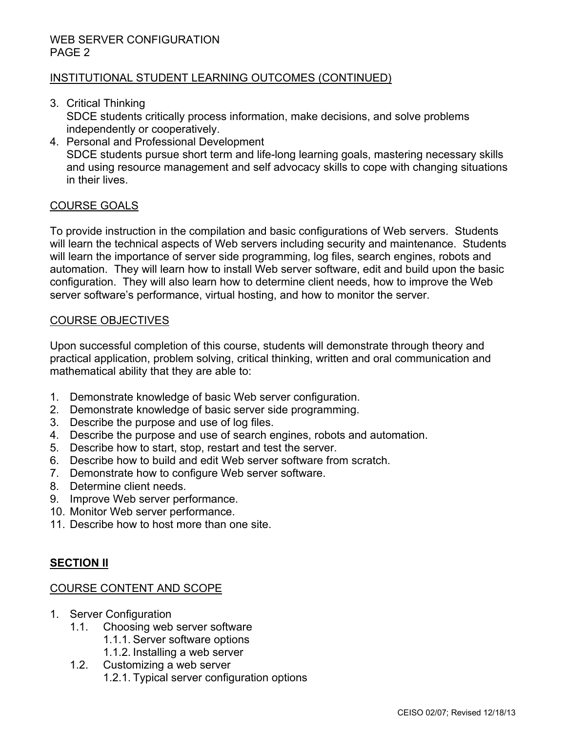## INSTITUTIONAL STUDENT LEARNING OUTCOMES (CONTINUED)

3. Critical Thinking
   SDCE students critically process information, make decisions, and solve problems independently or cooperatively.
4. Personal and Professional Development
   SDCE students pursue short term and life-long learning goals, mastering necessary skills and using resource management and self advocacy skills to cope with changing situations in their lives.

## COURSE GOALS

To provide instruction in the compilation and basic configurations of Web servers. Students will learn the technical aspects of Web servers including security and maintenance. Students will learn the importance of server side programming, log files, search engines, robots and automation. They will learn how to install Web server software, edit and build upon the basic configuration. They will also learn how to determine client needs, how to improve the Web server software's performance, virtual hosting, and how to monitor the server.

## COURSE OBJECTIVES

Upon successful completion of this course, students will demonstrate through theory and practical application, problem solving, critical thinking, written and oral communication and mathematical ability that they are able to:

1. Demonstrate knowledge of basic Web server configuration.
2. Demonstrate knowledge of basic server side programming.
3. Describe the purpose and use of log files.
4. Describe the purpose and use of search engines, robots and automation.
5. Describe how to start, stop, restart and test the server.
6. Describe how to build and edit Web server software from scratch.
7. Demonstrate how to configure Web server software.
8. Determine client needs.
9. Improve Web server performance.
10. Monitor Web server performance.
11. Describe how to host more than one site.

# SECTION II

## COURSE CONTENT AND SCOPE

1. Server Configuration
   - 1.1. Choosing web server software
     - 1.1.1. Server software options
     - 1.1.2. Installing a web server
   - 1.2. Customizing a web server
     - 1.2.1. Typical server configuration options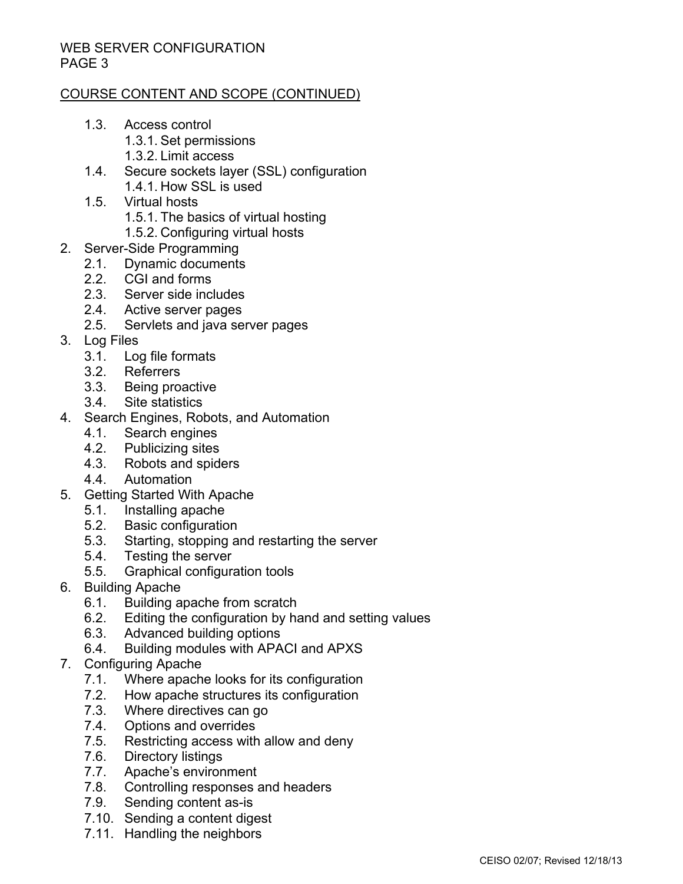## COURSE CONTENT AND SCOPE (CONTINUED)

- 1.3. Access control
  - 1.3.1. Set permissions
  - 1.3.2. Limit access
- 1.4. Secure sockets layer (SSL) configuration
  - 1.4.1. How SSL is used
- 1.5. Virtual hosts
  - 1.5.1. The basics of virtual hosting
  - 1.5.2. Configuring virtual hosts

2. Server-Side Programming
   - 2.1. Dynamic documents
   - 2.2. CGI and forms
   - 2.3. Server side includes
   - 2.4. Active server pages
   - 2.5. Servlets and java server pages
3. Log Files
   - 3.1. Log file formats
   - 3.2. Referrers
   - 3.3. Being proactive
   - 3.4. Site statistics
4. Search Engines, Robots, and Automation
   - 4.1. Search engines
   - 4.2. Publicizing sites
   - 4.3. Robots and spiders
   - 4.4. Automation
5. Getting Started With Apache
   - 5.1. Installing apache
   - 5.2. Basic configuration
   - 5.3. Starting, stopping and restarting the server
   - 5.4. Testing the server
   - 5.5. Graphical configuration tools
6. Building Apache
   - 6.1. Building apache from scratch
   - 6.2. Editing the configuration by hand and setting values
   - 6.3. Advanced building options
   - 6.4. Building modules with APACI and APXS
7. Configuring Apache
   - 7.1. Where apache looks for its configuration
   - 7.2. How apache structures its configuration
   - 7.3. Where directives can go
   - 7.4. Options and overrides
   - 7.5. Restricting access with allow and deny
   - 7.6. Directory listings
   - 7.7. Apache's environment
   - 7.8. Controlling responses and headers
   - 7.9. Sending content as-is
   - 7.10. Sending a content digest
   - 7.11. Handling the neighbors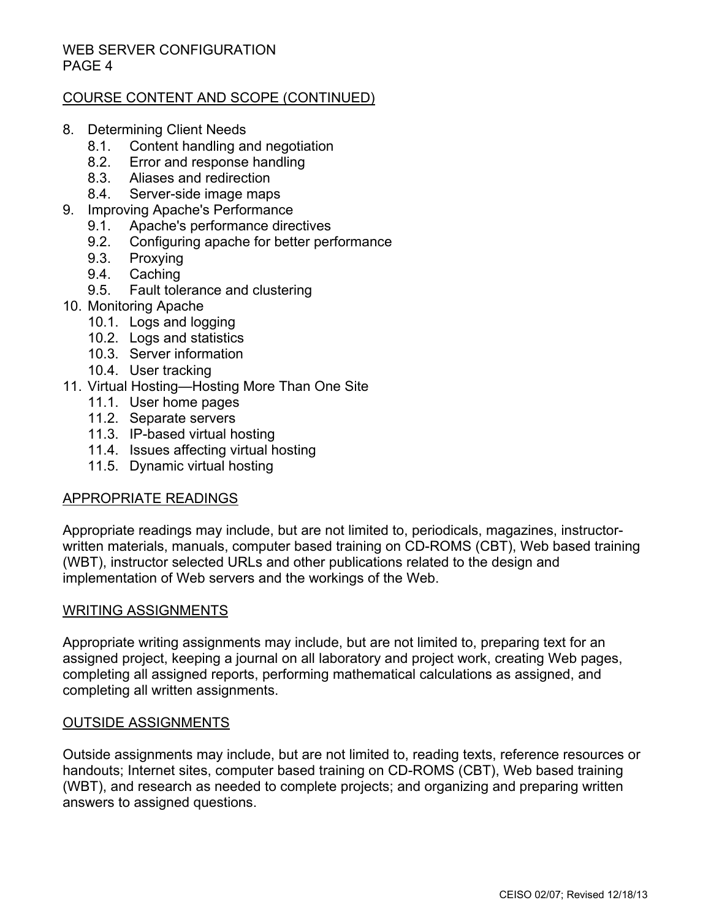## COURSE CONTENT AND SCOPE (CONTINUED)

8. Determining Client Needs
   - 8.1. Content handling and negotiation
   - 8.2. Error and response handling
   - 8.3. Aliases and redirection
   - 8.4. Server-side image maps
9. Improving Apache's Performance
   - 9.1. Apache's performance directives
   - 9.2. Configuring apache for better performance
   - 9.3. Proxying
   - 9.4. Caching
   - 9.5. Fault tolerance and clustering
10. Monitoring Apache
    - 10.1. Logs and logging
    - 10.2. Logs and statistics
    - 10.3. Server information
    - 10.4. User tracking
11. Virtual Hosting—Hosting More Than One Site
    - 11.1. User home pages
    - 11.2. Separate servers
    - 11.3. IP-based virtual hosting
    - 11.4. Issues affecting virtual hosting
    - 11.5. Dynamic virtual hosting

## APPROPRIATE READINGS

Appropriate readings may include, but are not limited to, periodicals, magazines, instructor-written materials, manuals, computer based training on CD-ROMS (CBT), Web based training (WBT), instructor selected URLs and other publications related to the design and implementation of Web servers and the workings of the Web.

## WRITING ASSIGNMENTS

Appropriate writing assignments may include, but are not limited to, preparing text for an assigned project, keeping a journal on all laboratory and project work, creating Web pages, completing all assigned reports, performing mathematical calculations as assigned, and completing all written assignments.

## OUTSIDE ASSIGNMENTS

Outside assignments may include, but are not limited to, reading texts, reference resources or handouts; Internet sites, computer based training on CD-ROMS (CBT), Web based training (WBT), and research as needed to complete projects; and organizing and preparing written answers to assigned questions.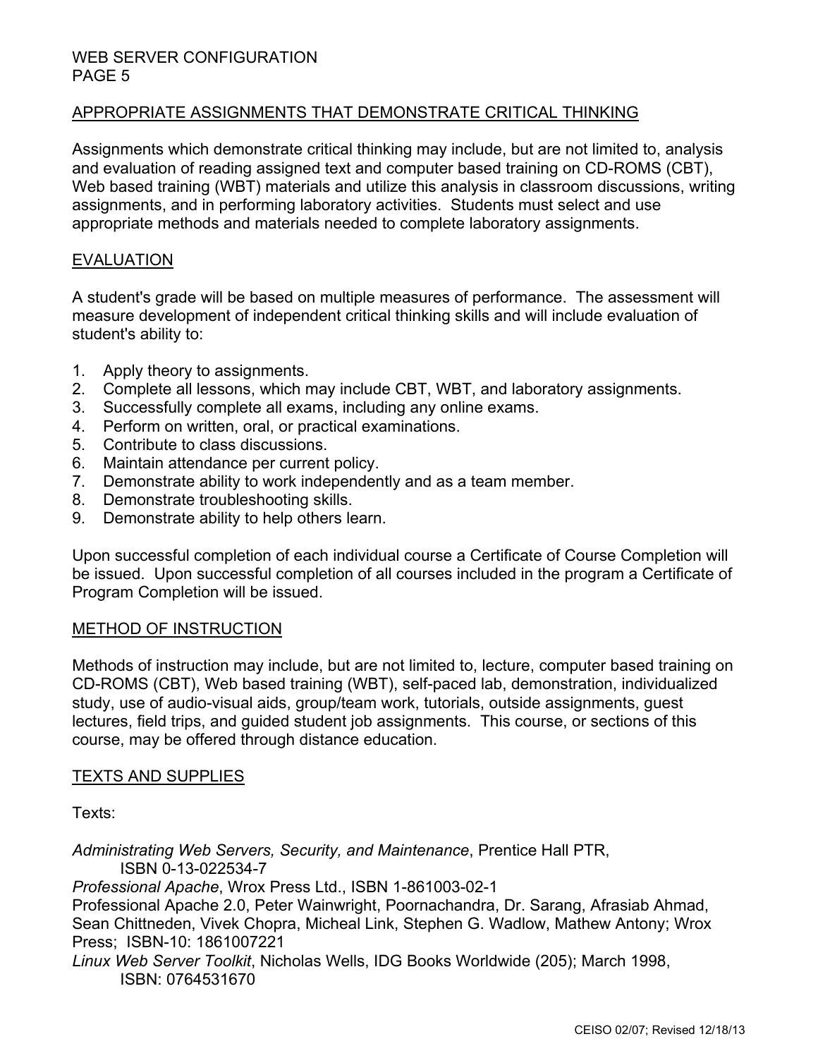## APPROPRIATE ASSIGNMENTS THAT DEMONSTRATE CRITICAL THINKING

Assignments which demonstrate critical thinking may include, but are not limited to, analysis and evaluation of reading assigned text and computer based training on CD-ROMS (CBT), Web based training (WBT) materials and utilize this analysis in classroom discussions, writing assignments, and in performing laboratory activities. Students must select and use appropriate methods and materials needed to complete laboratory assignments.

## EVALUATION

A student's grade will be based on multiple measures of performance. The assessment will measure development of independent critical thinking skills and will include evaluation of student's ability to:

1. Apply theory to assignments.
2. Complete all lessons, which may include CBT, WBT, and laboratory assignments.
3. Successfully complete all exams, including any online exams.
4. Perform on written, oral, or practical examinations.
5. Contribute to class discussions.
6. Maintain attendance per current policy.
7. Demonstrate ability to work independently and as a team member.
8. Demonstrate troubleshooting skills.
9. Demonstrate ability to help others learn.

Upon successful completion of each individual course a Certificate of Course Completion will be issued. Upon successful completion of all courses included in the program a Certificate of Program Completion will be issued.

## METHOD OF INSTRUCTION

Methods of instruction may include, but are not limited to, lecture, computer based training on CD-ROMS (CBT), Web based training (WBT), self-paced lab, demonstration, individualized study, use of audio-visual aids, group/team work, tutorials, outside assignments, guest lectures, field trips, and guided student job assignments. This course, or sections of this course, may be offered through distance education.

## TEXTS AND SUPPLIES

Texts:

*Administrating Web Servers, Security, and Maintenance*, Prentice Hall PTR, ISBN 0-13-022534-7

*Professional Apache*, Wrox Press Ltd., ISBN 1-861003-02-1

Professional Apache 2.0, Peter Wainwright, Poornachandra, Dr. Sarang, Afrasiab Ahmad, Sean Chittneden, Vivek Chopra, Micheal Link, Stephen G. Wadlow, Mathew Antony; Wrox Press; ISBN-10: 1861007221

*Linux Web Server Toolkit*, Nicholas Wells, IDG Books Worldwide (205); March 1998, ISBN: 0764531670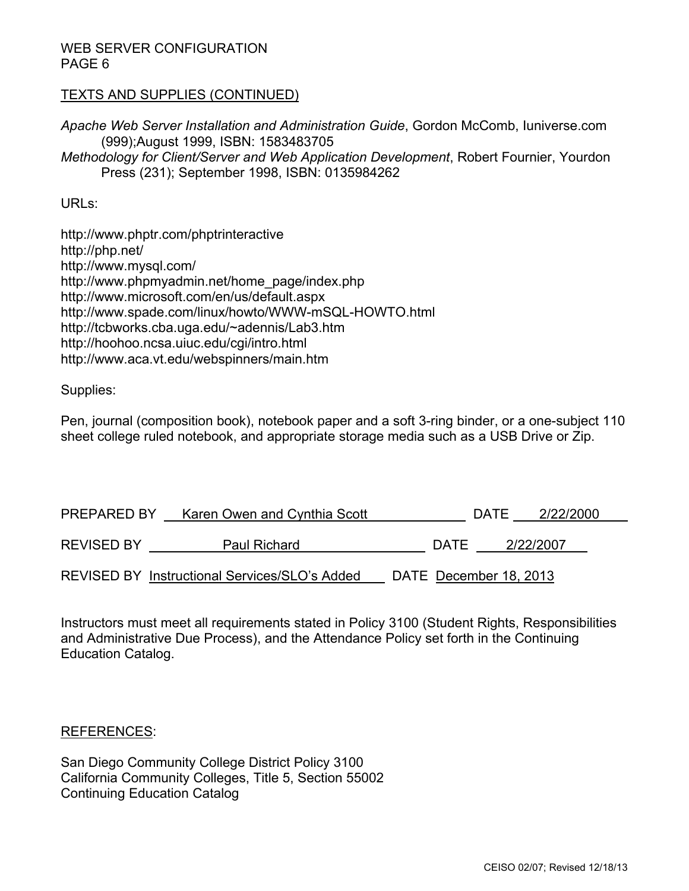TEXTS AND SUPPLIES (CONTINUED)

*Apache Web Server Installation and Administration Guide*, Gordon McComb, Iuniverse.com (999);August 1999, ISBN: 1583483705

*Methodology for Client/Server and Web Application Development*, Robert Fournier, Yourdon Press (231); September 1998, ISBN: 0135984262

URLs:

http://www.phptr.com/phptrinteractive
http://php.net/
http://www.mysql.com/
http://www.phpmyadmin.net/home_page/index.php
http://www.microsoft.com/en/us/default.aspx
http://www.spade.com/linux/howto/WWW-mSQL-HOWTO.html
http://tcbworks.cba.uga.edu/~adennis/Lab3.htm
http://hoohoo.ncsa.uiuc.edu/cgi/intro.html
http://www.aca.vt.edu/webspinners/main.htm

Supplies:

Pen, journal (composition book), notebook paper and a soft 3-ring binder, or a one-subject 110 sheet college ruled notebook, and appropriate storage media such as a USB Drive or Zip.

PREPARED BY Karen Owen and Cynthia Scott DATE 2/22/2000

REVISED BY Paul Richard DATE 2/22/2007

REVISED BY Instructional Services/SLO's Added DATE December 18, 2013

Instructors must meet all requirements stated in Policy 3100 (Student Rights, Responsibilities and Administrative Due Process), and the Attendance Policy set forth in the Continuing Education Catalog.

REFERENCES:

San Diego Community College District Policy 3100
California Community Colleges, Title 5, Section 55002
Continuing Education Catalog